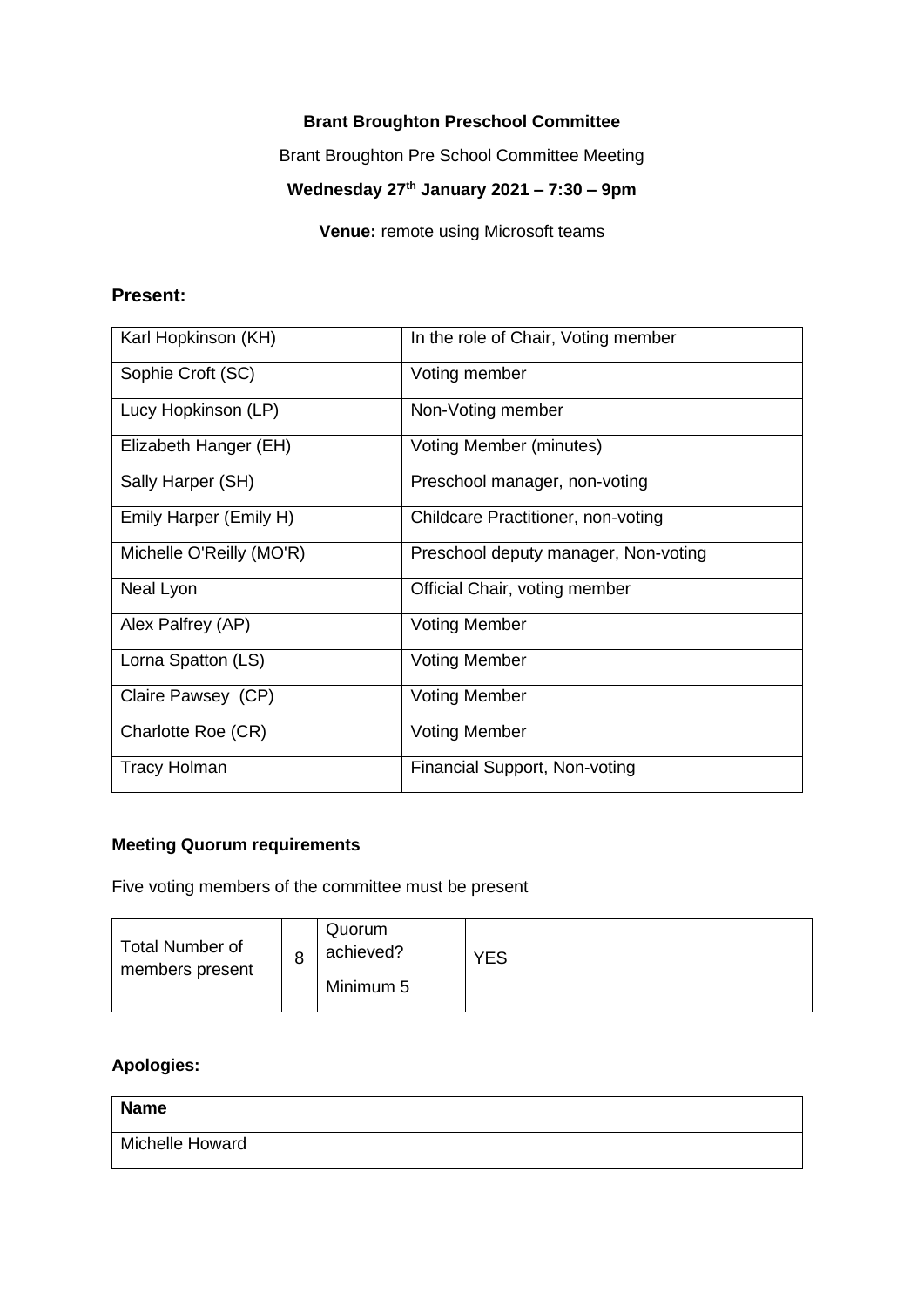**Brant Broughton Preschool Committee**

Brant Broughton Pre School Committee Meeting

**Wednesday 27th January 2021 – 7:30 – 9pm**

**Venue:** remote using Microsoft teams

## Present:

| | |
|---|---|
| Karl Hopkinson (KH) | In the role of Chair, Voting member |
| Sophie Croft (SC) | Voting member |
| Lucy Hopkinson (LP) | Non-Voting member |
| Elizabeth Hanger (EH) | Voting Member (minutes) |
| Sally Harper (SH) | Preschool manager, non-voting |
| Emily Harper (Emily H) | Childcare Practitioner, non-voting |
| Michelle O'Reilly (MO'R) | Preschool deputy manager, Non-voting |
| Neal Lyon | Official Chair, voting member |
| Alex Palfrey (AP) | Voting Member |
| Lorna Spatton (LS) | Voting Member |
| Claire Pawsey (CP) | Voting Member |
| Charlotte Roe (CR) | Voting Member |
| Tracy Holman | Financial Support, Non-voting |

**Meeting Quorum requirements**

Five voting members of the committee must be present

| | | | |
|---|---|---|---|
| Total Number of members present | 8 | Quorum achieved? Minimum 5 | YES |

**Apologies:**

| **Name** |
|---|
| Michelle Howard |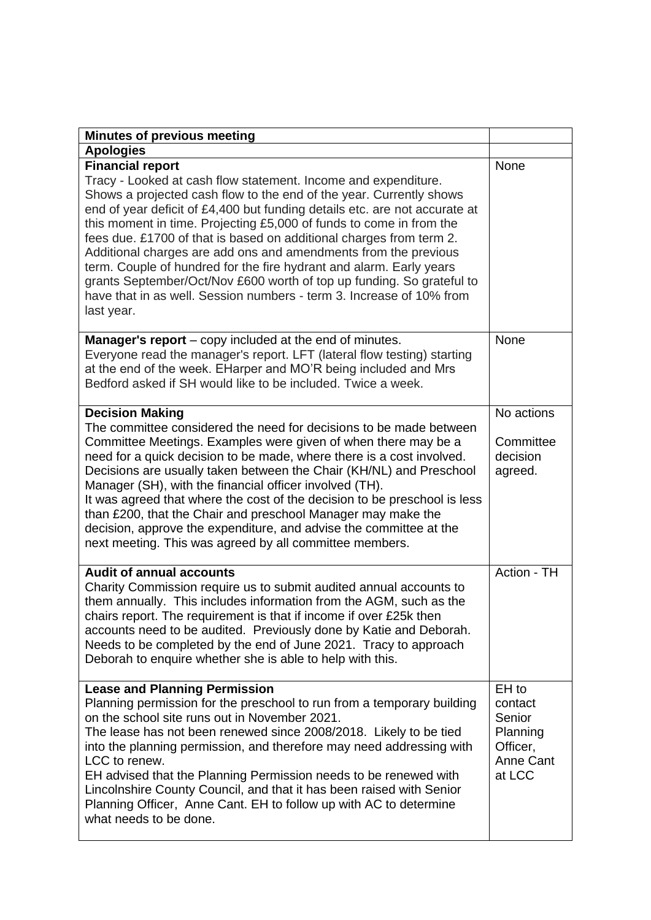| **Minutes of previous meeting** | |
|---|---|
| **Apologies** | |
| **Financial report**<br>Tracy - Looked at cash flow statement. Income and expenditure. Shows a projected cash flow to the end of the year. Currently shows end of year deficit of £4,400 but funding details etc. are not accurate at this moment in time. Projecting £5,000 of funds to come in from the fees due. £1700 of that is based on additional charges from term 2. Additional charges are add ons and amendments from the previous term. Couple of hundred for the fire hydrant and alarm. Early years grants September/Oct/Nov £600 worth of top up funding. So grateful to have that in as well. Session numbers - term 3. Increase of 10% from last year. | None |
| **Manager's report** – copy included at the end of minutes.<br>Everyone read the manager's report. LFT (lateral flow testing) starting at the end of the week. EHarper and MO'R being included and Mrs Bedford asked if SH would like to be included. Twice a week. | None |
| **Decision Making**<br>The committee considered the need for decisions to be made between Committee Meetings. Examples were given of when there may be a need for a quick decision to be made, where there is a cost involved. Decisions are usually taken between the Chair (KH/NL) and Preschool Manager (SH), with the financial officer involved (TH).<br>It was agreed that where the cost of the decision to be preschool is less than £200, that the Chair and preschool Manager may make the decision, approve the expenditure, and advise the committee at the next meeting. This was agreed by all committee members. | No actions<br><br>Committee decision agreed. |
| **Audit of annual accounts**<br>Charity Commission require us to submit audited annual accounts to them annually. This includes information from the AGM, such as the chairs report. The requirement is that if income if over £25k then accounts need to be audited. Previously done by Katie and Deborah. Needs to be completed by the end of June 2021. Tracy to approach Deborah to enquire whether she is able to help with this. | Action - TH |
| **Lease and Planning Permission**<br>Planning permission for the preschool to run from a temporary building on the school site runs out in November 2021.<br>The lease has not been renewed since 2008/2018. Likely to be tied into the planning permission, and therefore may need addressing with LCC to renew.<br>EH advised that the Planning Permission needs to be renewed with Lincolnshire County Council, and that it has been raised with Senior Planning Officer, Anne Cant. EH to follow up with AC to determine what needs to be done. | EH to contact Senior Planning Officer, Anne Cant at LCC |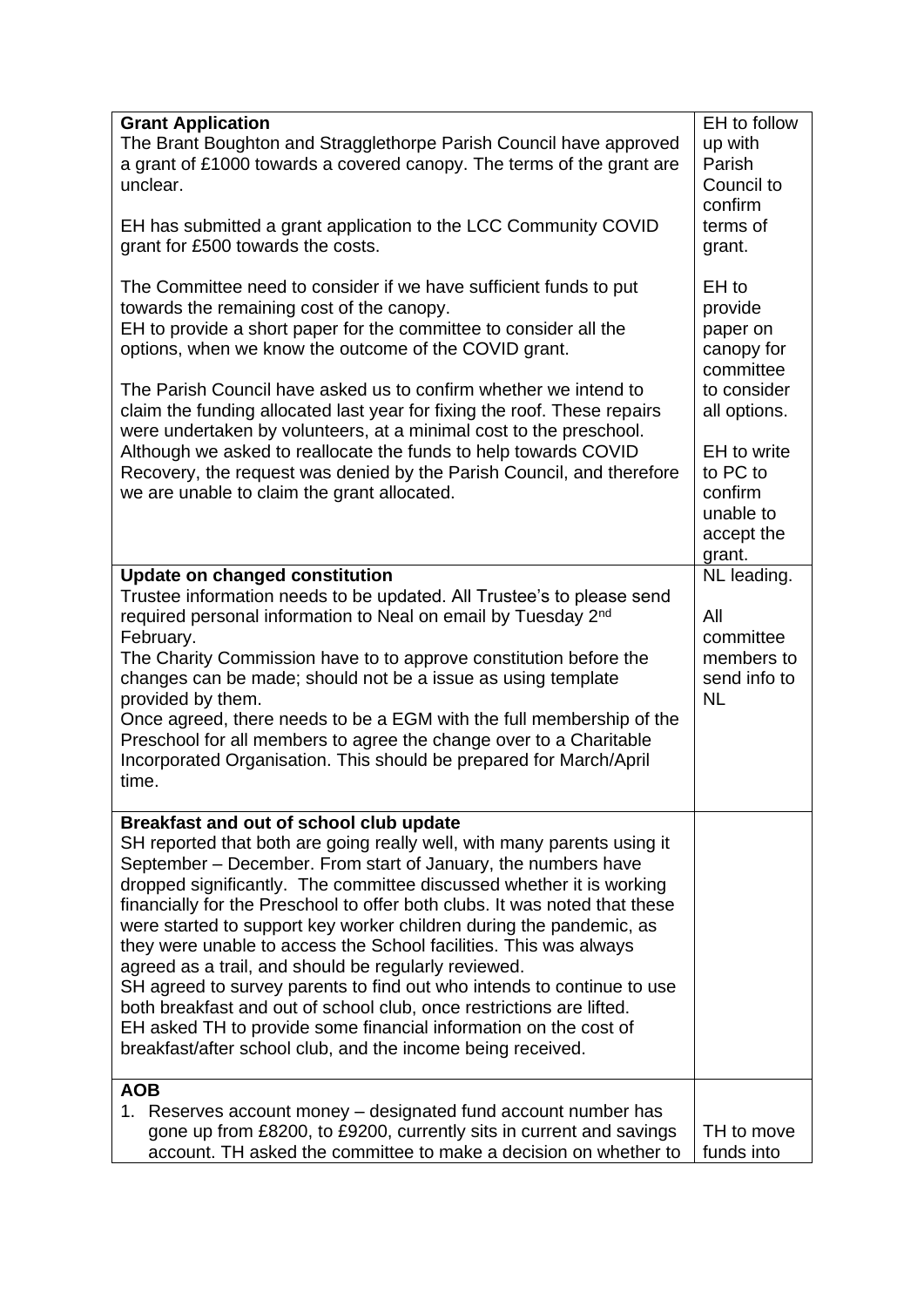| | |
|---|---|
| **Grant Application**<br>The Brant Boughton and Stragglethorpe Parish Council have approved a grant of £1000 towards a covered canopy. The terms of the grant are unclear.<br><br>EH has submitted a grant application to the LCC Community COVID grant for £500 towards the costs.<br><br>The Committee need to consider if we have sufficient funds to put towards the remaining cost of the canopy.<br>EH to provide a short paper for the committee to consider all the options, when we know the outcome of the COVID grant.<br><br>The Parish Council have asked us to confirm whether we intend to claim the funding allocated last year for fixing the roof. These repairs were undertaken by volunteers, at a minimal cost to the preschool. Although we asked to reallocate the funds to help towards COVID Recovery, the request was denied by the Parish Council, and therefore we are unable to claim the grant allocated. | EH to follow up with Parish Council to confirm terms of grant.<br><br>EH to provide paper on canopy for committee to consider all options.<br><br>EH to write to PC to confirm unable to accept the grant. |
| **Update on changed constitution**<br>Trustee information needs to be updated. All Trustee's to please send required personal information to Neal on email by Tuesday 2nd February.<br>The Charity Commission have to to approve constitution before the changes can be made; should not be a issue as using template provided by them.<br>Once agreed, there needs to be a EGM with the full membership of the Preschool for all members to agree the change over to a Charitable Incorporated Organisation. This should be prepared for March/April time. | NL leading.<br><br>All committee members to send info to NL |
| **Breakfast and out of school club update**<br>SH reported that both are going really well, with many parents using it September – December. From start of January, the numbers have dropped significantly. The committee discussed whether it is working financially for the Preschool to offer both clubs. It was noted that these were started to support key worker children during the pandemic, as they were unable to access the School facilities. This was always agreed as a trail, and should be regularly reviewed.<br>SH agreed to survey parents to find out who intends to continue to use both breakfast and out of school club, once restrictions are lifted.<br>EH asked TH to provide some financial information on the cost of breakfast/after school club, and the income being received. | |
| **AOB**<br>1. Reserves account money – designated fund account number has gone up from £8200, to £9200, currently sits in current and savings account. TH asked the committee to make a decision on whether to | TH to move funds into |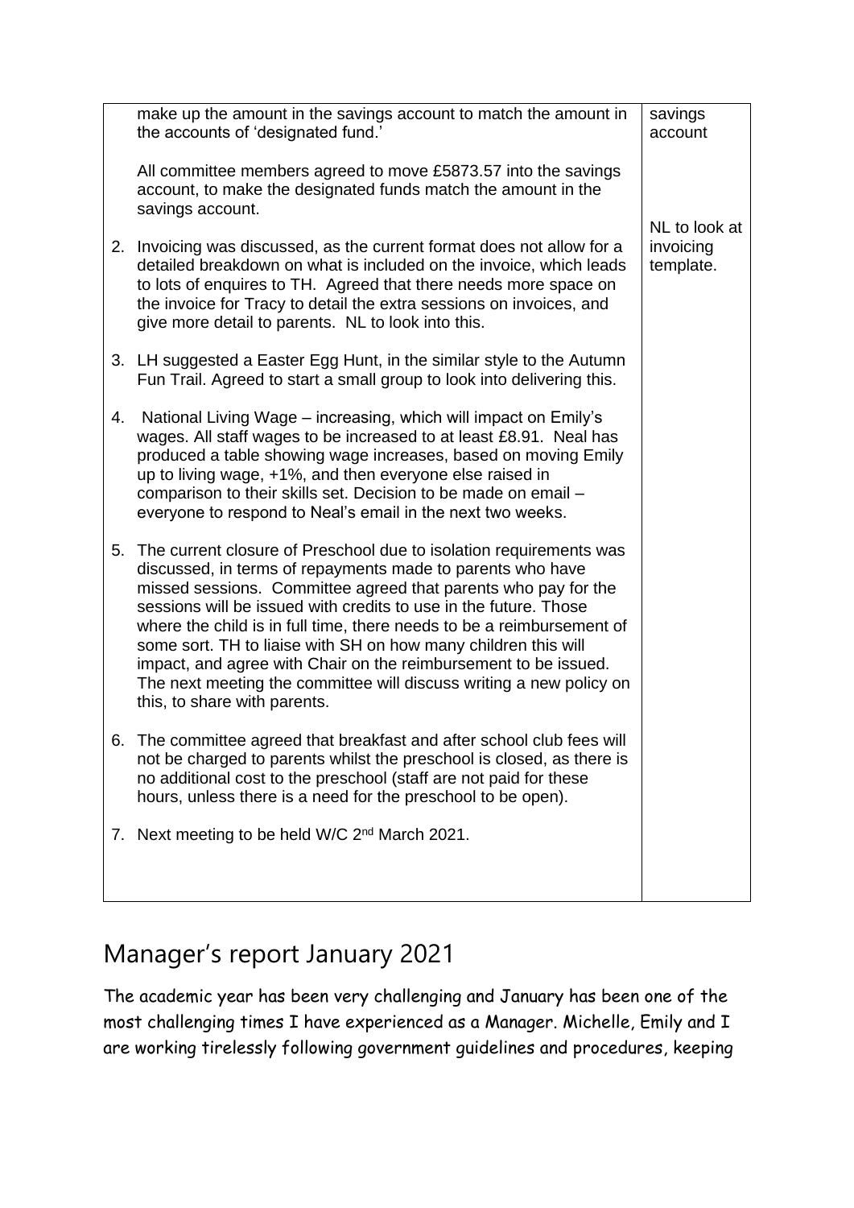| | |
|---|---|
| make up the amount in the savings account to match the amount in the accounts of 'designated fund.'<br><br>All committee members agreed to move £5873.57 into the savings account, to make the designated funds match the amount in the savings account.<br><br>2. Invoicing was discussed, as the current format does not allow for a detailed breakdown on what is included on the invoice, which leads to lots of enquires to TH. Agreed that there needs more space on the invoice for Tracy to detail the extra sessions on invoices, and give more detail to parents. NL to look into this.<br><br>3. LH suggested a Easter Egg Hunt, in the similar style to the Autumn Fun Trail. Agreed to start a small group to look into delivering this.<br><br>4. National Living Wage – increasing, which will impact on Emily's wages. All staff wages to be increased to at least £8.91. Neal has produced a table showing wage increases, based on moving Emily up to living wage, +1%, and then everyone else raised in comparison to their skills set. Decision to be made on email – everyone to respond to Neal's email in the next two weeks.<br><br>5. The current closure of Preschool due to isolation requirements was discussed, in terms of repayments made to parents who have missed sessions. Committee agreed that parents who pay for the sessions will be issued with credits to use in the future. Those where the child is in full time, there needs to be a reimbursement of some sort. TH to liaise with SH on how many children this will impact, and agree with Chair on the reimbursement to be issued. The next meeting the committee will discuss writing a new policy on this, to share with parents.<br><br>6. The committee agreed that breakfast and after school club fees will not be charged to parents whilst the preschool is closed, as there is no additional cost to the preschool (staff are not paid for these hours, unless there is a need for the preschool to be open).<br><br>7. Next meeting to be held W/C 2nd March 2021. | savings account<br><br>NL to look at invoicing template. |

## Manager's report January 2021

The academic year has been very challenging and January has been one of the most challenging times I have experienced as a Manager. Michelle, Emily and I are working tirelessly following government guidelines and procedures, keeping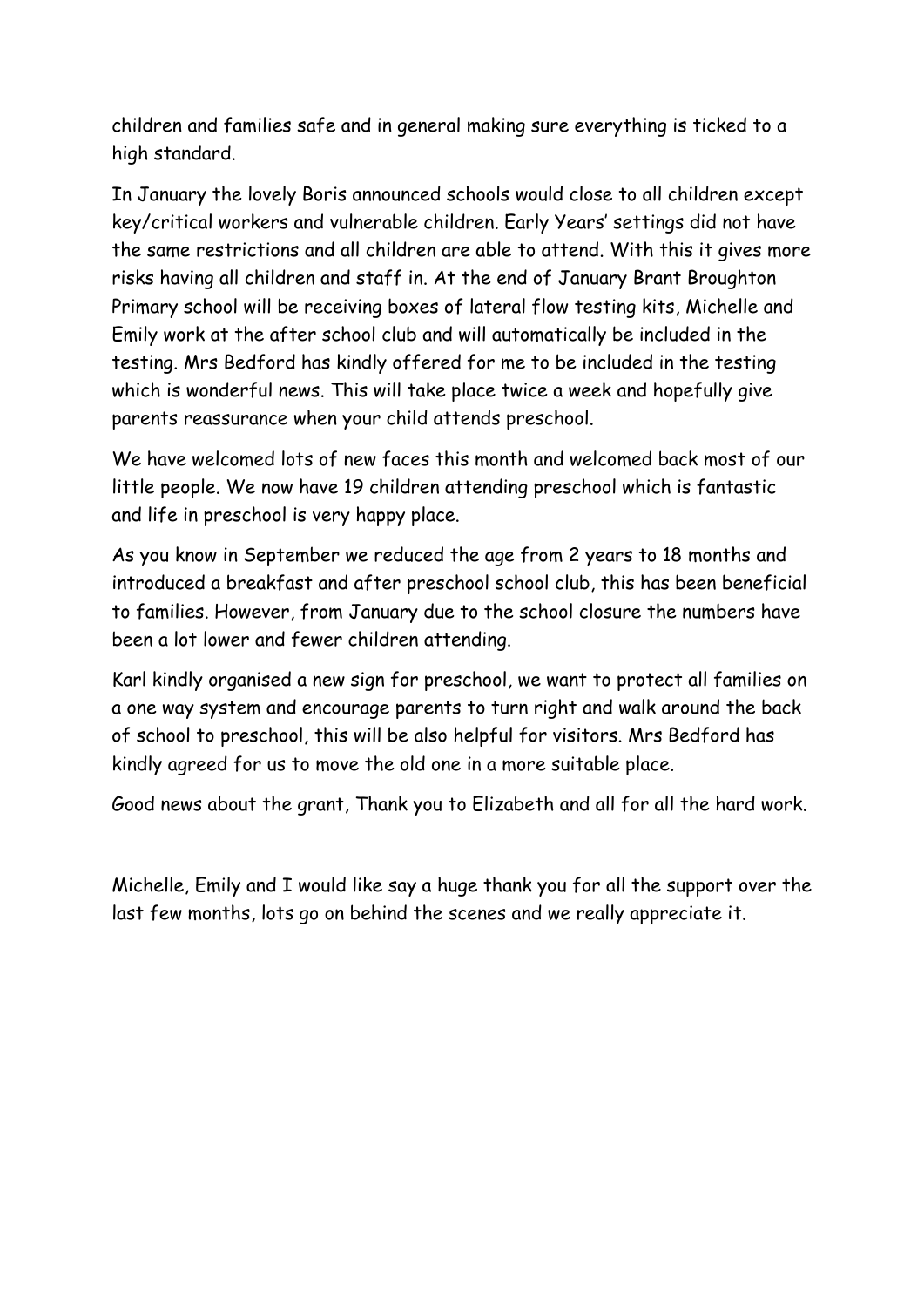children and families safe and in general making sure everything is ticked to a high standard.

In January the lovely Boris announced schools would close to all children except key/critical workers and vulnerable children. Early Years' settings did not have the same restrictions and all children are able to attend. With this it gives more risks having all children and staff in. At the end of January Brant Broughton Primary school will be receiving boxes of lateral flow testing kits, Michelle and Emily work at the after school club and will automatically be included in the testing. Mrs Bedford has kindly offered for me to be included in the testing which is wonderful news. This will take place twice a week and hopefully give parents reassurance when your child attends preschool.

We have welcomed lots of new faces this month and welcomed back most of our little people. We now have 19 children attending preschool which is fantastic and life in preschool is very happy place.

As you know in September we reduced the age from 2 years to 18 months and introduced a breakfast and after preschool school club, this has been beneficial to families. However, from January due to the school closure the numbers have been a lot lower and fewer children attending.

Karl kindly organised a new sign for preschool, we want to protect all families on a one way system and encourage parents to turn right and walk around the back of school to preschool, this will be also helpful for visitors. Mrs Bedford has kindly agreed for us to move the old one in a more suitable place.

Good news about the grant, Thank you to Elizabeth and all for all the hard work.

Michelle, Emily and I would like say a huge thank you for all the support over the last few months, lots go on behind the scenes and we really appreciate it.